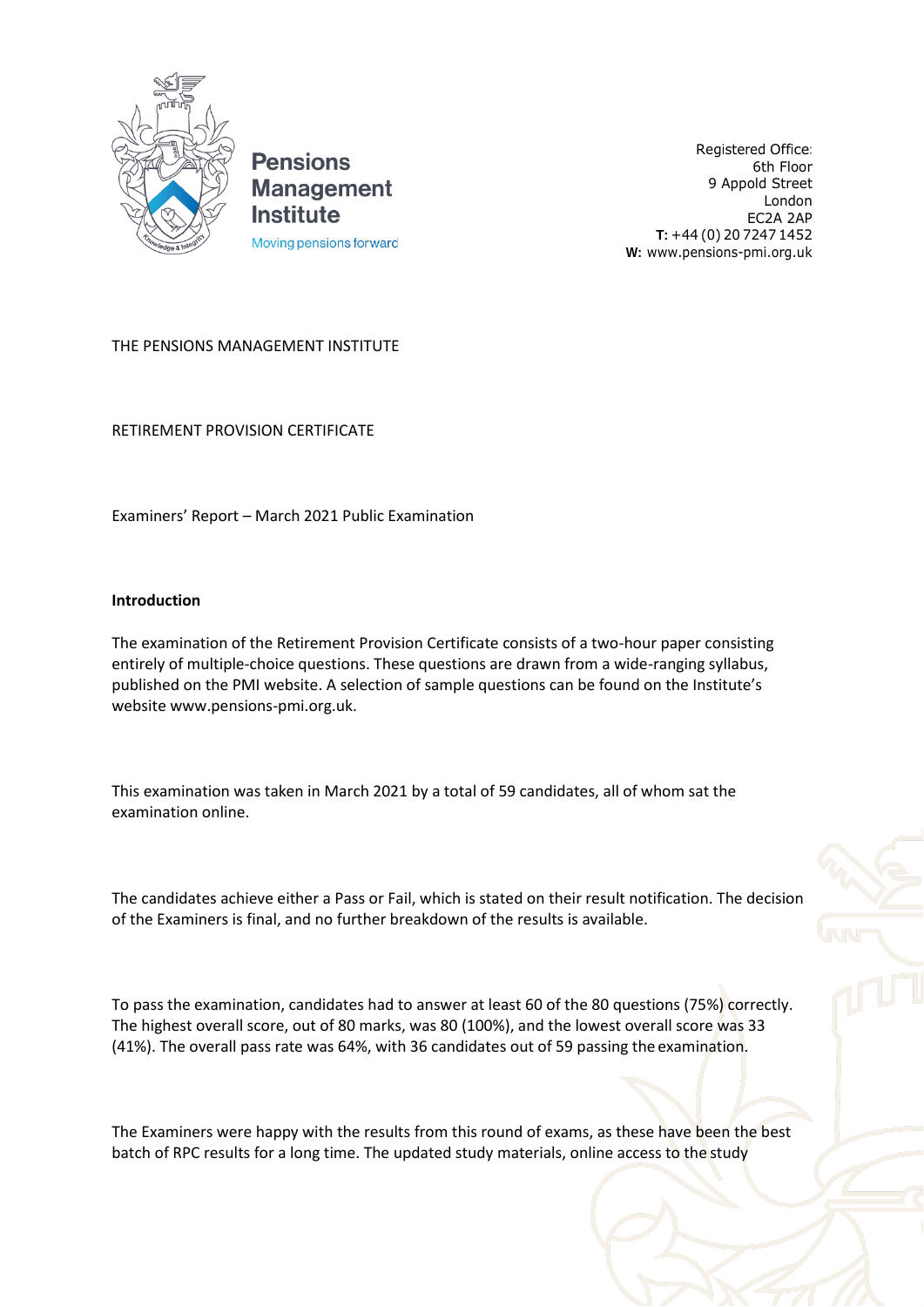Pensions Management Institute

Moving pensions forward

Registered Office:
6th Floor
9 Appold Street
London
EC2A 2AP
**T:** +44 (0) 20 7247 1452
**W:** www.pensions-pmi.org.uk

THE PENSIONS MANAGEMENT INSTITUTE

RETIREMENT PROVISION CERTIFICATE

Examiners' Report – March 2021 Public Examination

**Introduction**

The examination of the Retirement Provision Certificate consists of a two-hour paper consisting entirely of multiple-choice questions. These questions are drawn from a wide-ranging syllabus, published on the PMI website. A selection of sample questions can be found on the Institute's website www.pensions-pmi.org.uk.

This examination was taken in March 2021 by a total of 59 candidates, all of whom sat the examination online.

The candidates achieve either a Pass or Fail, which is stated on their result notification. The decision of the Examiners is final, and no further breakdown of the results is available.

To pass the examination, candidates had to answer at least 60 of the 80 questions (75%) correctly. The highest overall score, out of 80 marks, was 80 (100%), and the lowest overall score was 33 (41%). The overall pass rate was 64%, with 36 candidates out of 59 passing the examination.

The Examiners were happy with the results from this round of exams, as these have been the best batch of RPC results for a long time. The updated study materials, online access to the study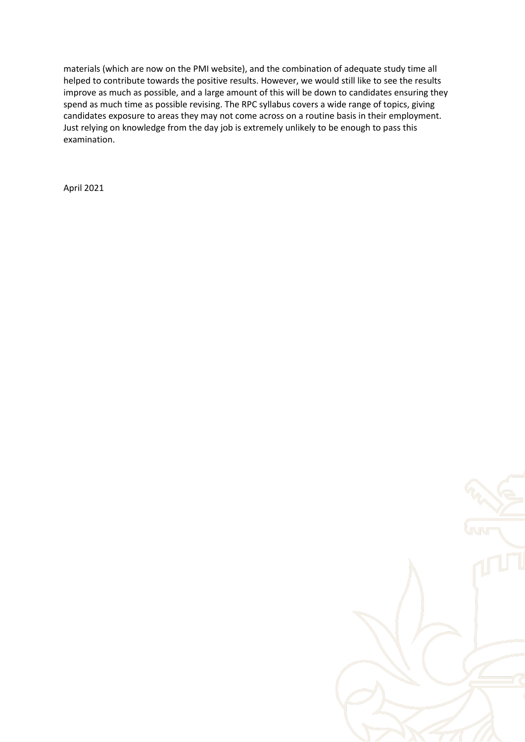materials (which are now on the PMI website), and the combination of adequate study time all helped to contribute towards the positive results. However, we would still like to see the results improve as much as possible, and a large amount of this will be down to candidates ensuring they spend as much time as possible revising. The RPC syllabus covers a wide range of topics, giving candidates exposure to areas they may not come across on a routine basis in their employment. Just relying on knowledge from the day job is extremely unlikely to be enough to pass this examination.

April 2021